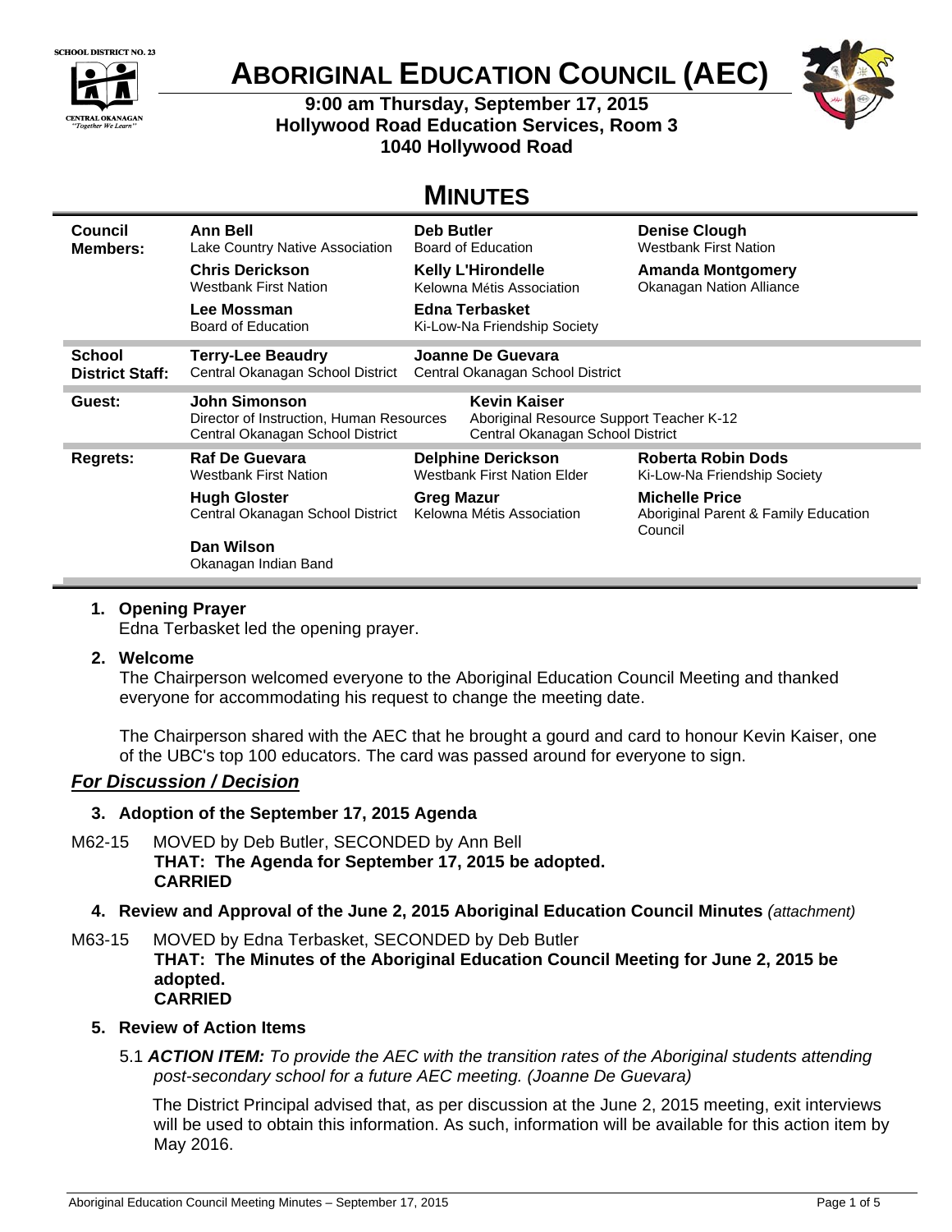SCHOOL DISTRICT NO. 23

CENTRAL OKANAGAN
"Together We Learn"

# ABORIGINAL EDUCATION COUNCIL (AEC)

**9:00 am Thursday, September 17, 2015**
**Hollywood Road Education Services, Room 3**
**1040 Hollywood Road**

# MINUTES

| | | | |
|---|---|---|---|
| **Council Members:** | **Ann Bell** Lake Country Native Association | **Deb Butler** Board of Education | **Denise Clough** Westbank First Nation |
| | **Chris Derickson** Westbank First Nation | **Kelly L'Hirondelle** Kelowna Métis Association | **Amanda Montgomery** Okanagan Nation Alliance |
| | **Lee Mossman** Board of Education | **Edna Terbasket** Ki-Low-Na Friendship Society | |
| **School District Staff:** | **Terry-Lee Beaudry** Central Okanagan School District | **Joanne De Guevara** Central Okanagan School District | |
| **Guest:** | **John Simonson** Director of Instruction, Human Resources Central Okanagan School District | **Kevin Kaiser** Aboriginal Resource Support Teacher K-12 Central Okanagan School District | |
| **Regrets:** | **Raf De Guevara** Westbank First Nation | **Delphine Derickson** Westbank First Nation Elder | **Roberta Robin Dods** Ki-Low-Na Friendship Society |
| | **Hugh Gloster** Central Okanagan School District | **Greg Mazur** Kelowna Métis Association | **Michelle Price** Aboriginal Parent & Family Education Council |
| | **Dan Wilson** Okanagan Indian Band | | |

1. **Opening Prayer**
   Edna Terbasket led the opening prayer.

2. **Welcome**
   The Chairperson welcomed everyone to the Aboriginal Education Council Meeting and thanked everyone for accommodating his request to change the meeting date.

   The Chairperson shared with the AEC that he brought a gourd and card to honour Kevin Kaiser, one of the UBC's top 100 educators. The card was passed around for everyone to sign.

## ***For Discussion / Decision***

3. **Adoption of the September 17, 2015 Agenda**

M62-15 MOVED by Deb Butler, SECONDED by Ann Bell
**THAT: The Agenda for September 17, 2015 be adopted.**
**CARRIED**

4. **Review and Approval of the June 2, 2015 Aboriginal Education Council Minutes** *(attachment)*

M63-15 MOVED by Edna Terbasket, SECONDED by Deb Butler
**THAT: The Minutes of the Aboriginal Education Council Meeting for June 2, 2015 be adopted.**
**CARRIED**

5. **Review of Action Items**

   5.1 ***ACTION ITEM:*** *To provide the AEC with the transition rates of the Aboriginal students attending post-secondary school for a future AEC meeting. (Joanne De Guevara)*

   The District Principal advised that, as per discussion at the June 2, 2015 meeting, exit interviews will be used to obtain this information. As such, information will be available for this action item by May 2016.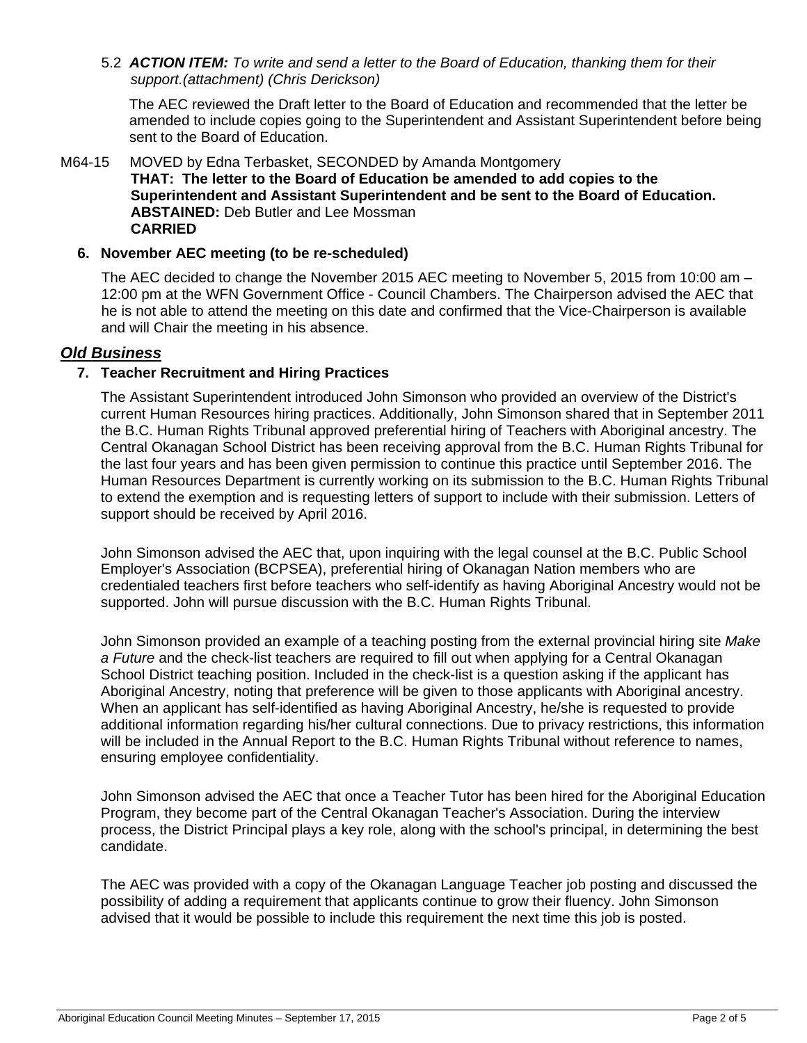5.2 ***ACTION ITEM:*** *To write and send a letter to the Board of Education, thanking them for their support.(attachment) (Chris Derickson)*

The AEC reviewed the Draft letter to the Board of Education and recommended that the letter be amended to include copies going to the Superintendent and Assistant Superintendent before being sent to the Board of Education.

M64-15 MOVED by Edna Terbasket, SECONDED by Amanda Montgomery
**THAT: The letter to the Board of Education be amended to add copies to the Superintendent and Assistant Superintendent and be sent to the Board of Education.**
**ABSTAINED:** Deb Butler and Lee Mossman
**CARRIED**

**6. November AEC meeting (to be re-scheduled)**

The AEC decided to change the November 2015 AEC meeting to November 5, 2015 from 10:00 am – 12:00 pm at the WFN Government Office - Council Chambers. The Chairperson advised the AEC that he is not able to attend the meeting on this date and confirmed that the Vice-Chairperson is available and will Chair the meeting in his absence.

## *Old Business*

**7. Teacher Recruitment and Hiring Practices**

The Assistant Superintendent introduced John Simonson who provided an overview of the District's current Human Resources hiring practices. Additionally, John Simonson shared that in September 2011 the B.C. Human Rights Tribunal approved preferential hiring of Teachers with Aboriginal ancestry. The Central Okanagan School District has been receiving approval from the B.C. Human Rights Tribunal for the last four years and has been given permission to continue this practice until September 2016. The Human Resources Department is currently working on its submission to the B.C. Human Rights Tribunal to extend the exemption and is requesting letters of support to include with their submission. Letters of support should be received by April 2016.

John Simonson advised the AEC that, upon inquiring with the legal counsel at the B.C. Public School Employer's Association (BCPSEA), preferential hiring of Okanagan Nation members who are credentialed teachers first before teachers who self-identify as having Aboriginal Ancestry would not be supported. John will pursue discussion with the B.C. Human Rights Tribunal.

John Simonson provided an example of a teaching posting from the external provincial hiring site *Make a Future* and the check-list teachers are required to fill out when applying for a Central Okanagan School District teaching position. Included in the check-list is a question asking if the applicant has Aboriginal Ancestry, noting that preference will be given to those applicants with Aboriginal ancestry. When an applicant has self-identified as having Aboriginal Ancestry, he/she is requested to provide additional information regarding his/her cultural connections. Due to privacy restrictions, this information will be included in the Annual Report to the B.C. Human Rights Tribunal without reference to names, ensuring employee confidentiality.

John Simonson advised the AEC that once a Teacher Tutor has been hired for the Aboriginal Education Program, they become part of the Central Okanagan Teacher's Association. During the interview process, the District Principal plays a key role, along with the school's principal, in determining the best candidate.

The AEC was provided with a copy of the Okanagan Language Teacher job posting and discussed the possibility of adding a requirement that applicants continue to grow their fluency. John Simonson advised that it would be possible to include this requirement the next time this job is posted.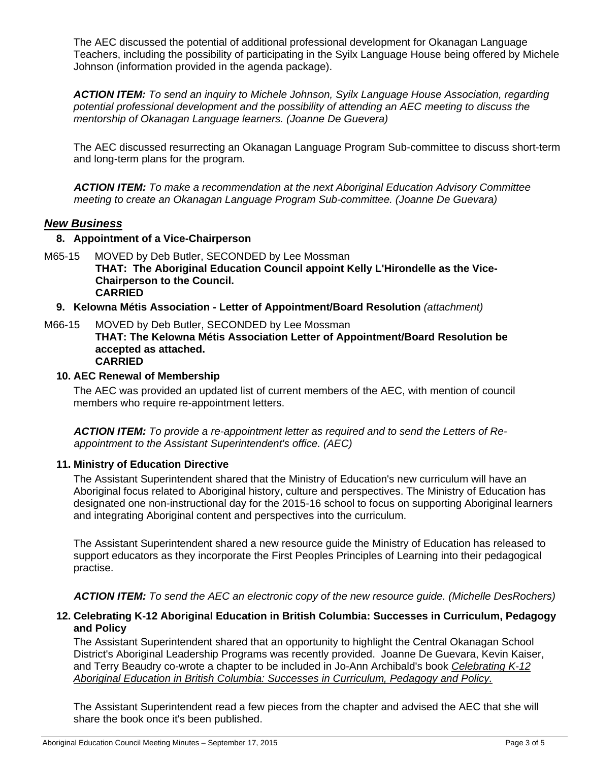The AEC discussed the potential of additional professional development for Okanagan Language Teachers, including the possibility of participating in the Syilx Language House being offered by Michele Johnson (information provided in the agenda package).

***ACTION ITEM:*** *To send an inquiry to Michele Johnson, Syilx Language House Association, regarding potential professional development and the possibility of attending an AEC meeting to discuss the mentorship of Okanagan Language learners. (Joanne De Guevera)*

The AEC discussed resurrecting an Okanagan Language Program Sub-committee to discuss short-term and long-term plans for the program.

***ACTION ITEM:*** *To make a recommendation at the next Aboriginal Education Advisory Committee meeting to create an Okanagan Language Program Sub-committee. (Joanne De Guevara)*

## ***New Business***

**8. Appointment of a Vice-Chairperson**

M65-15 MOVED by Deb Butler, SECONDED by Lee Mossman
**THAT: The Aboriginal Education Council appoint Kelly L'Hirondelle as the Vice-Chairperson to the Council.**
**CARRIED**

**9. Kelowna Métis Association - Letter of Appointment/Board Resolution** *(attachment)*

M66-15 MOVED by Deb Butler, SECONDED by Lee Mossman
**THAT: The Kelowna Métis Association Letter of Appointment/Board Resolution be accepted as attached.**
**CARRIED**

**10. AEC Renewal of Membership**

The AEC was provided an updated list of current members of the AEC, with mention of council members who require re-appointment letters.

***ACTION ITEM:*** *To provide a re-appointment letter as required and to send the Letters of Re-appointment to the Assistant Superintendent's office. (AEC)*

**11. Ministry of Education Directive**

The Assistant Superintendent shared that the Ministry of Education's new curriculum will have an Aboriginal focus related to Aboriginal history, culture and perspectives. The Ministry of Education has designated one non-instructional day for the 2015-16 school to focus on supporting Aboriginal learners and integrating Aboriginal content and perspectives into the curriculum.

The Assistant Superintendent shared a new resource guide the Ministry of Education has released to support educators as they incorporate the First Peoples Principles of Learning into their pedagogical practise.

***ACTION ITEM:*** *To send the AEC an electronic copy of the new resource guide. (Michelle DesRochers)*

**12. Celebrating K-12 Aboriginal Education in British Columbia: Successes in Curriculum, Pedagogy and Policy**

The Assistant Superintendent shared that an opportunity to highlight the Central Okanagan School District's Aboriginal Leadership Programs was recently provided. Joanne De Guevara, Kevin Kaiser, and Terry Beaudry co-wrote a chapter to be included in Jo-Ann Archibald's book *Celebrating K-12 Aboriginal Education in British Columbia: Successes in Curriculum, Pedagogy and Policy.*

The Assistant Superintendent read a few pieces from the chapter and advised the AEC that she will share the book once it's been published.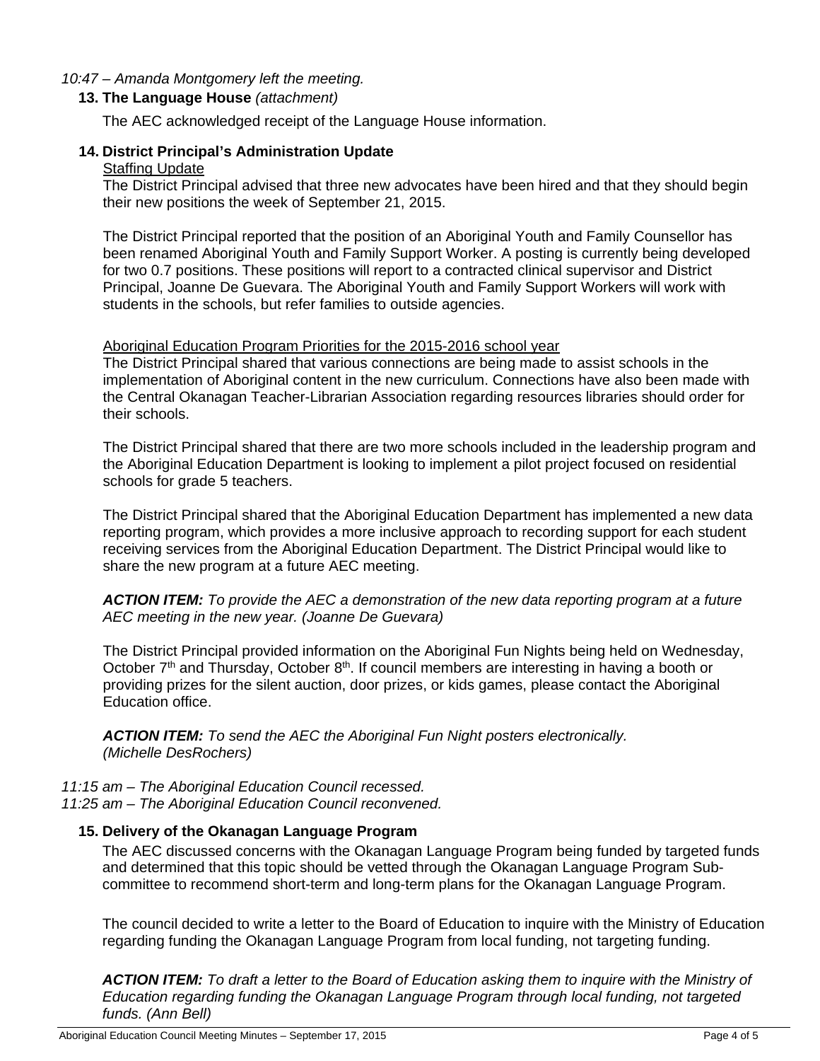*10:47 – Amanda Montgomery left the meeting.*

**13. The Language House** *(attachment)*

The AEC acknowledged receipt of the Language House information.

**14. District Principal's Administration Update**

Staffing Update

The District Principal advised that three new advocates have been hired and that they should begin their new positions the week of September 21, 2015.

The District Principal reported that the position of an Aboriginal Youth and Family Counsellor has been renamed Aboriginal Youth and Family Support Worker. A posting is currently being developed for two 0.7 positions. These positions will report to a contracted clinical supervisor and District Principal, Joanne De Guevara. The Aboriginal Youth and Family Support Workers will work with students in the schools, but refer families to outside agencies.

Aboriginal Education Program Priorities for the 2015-2016 school year

The District Principal shared that various connections are being made to assist schools in the implementation of Aboriginal content in the new curriculum. Connections have also been made with the Central Okanagan Teacher-Librarian Association regarding resources libraries should order for their schools.

The District Principal shared that there are two more schools included in the leadership program and the Aboriginal Education Department is looking to implement a pilot project focused on residential schools for grade 5 teachers.

The District Principal shared that the Aboriginal Education Department has implemented a new data reporting program, which provides a more inclusive approach to recording support for each student receiving services from the Aboriginal Education Department. The District Principal would like to share the new program at a future AEC meeting.

***ACTION ITEM:*** *To provide the AEC a demonstration of the new data reporting program at a future AEC meeting in the new year. (Joanne De Guevara)*

The District Principal provided information on the Aboriginal Fun Nights being held on Wednesday, October 7th and Thursday, October 8th. If council members are interesting in having a booth or providing prizes for the silent auction, door prizes, or kids games, please contact the Aboriginal Education office.

***ACTION ITEM:*** *To send the AEC the Aboriginal Fun Night posters electronically. (Michelle DesRochers)*

*11:15 am – The Aboriginal Education Council recessed.*
*11:25 am – The Aboriginal Education Council reconvened.*

**15. Delivery of the Okanagan Language Program**

The AEC discussed concerns with the Okanagan Language Program being funded by targeted funds and determined that this topic should be vetted through the Okanagan Language Program Sub-committee to recommend short-term and long-term plans for the Okanagan Language Program.

The council decided to write a letter to the Board of Education to inquire with the Ministry of Education regarding funding the Okanagan Language Program from local funding, not targeting funding.

***ACTION ITEM:*** *To draft a letter to the Board of Education asking them to inquire with the Ministry of Education regarding funding the Okanagan Language Program through local funding, not targeted funds. (Ann Bell)*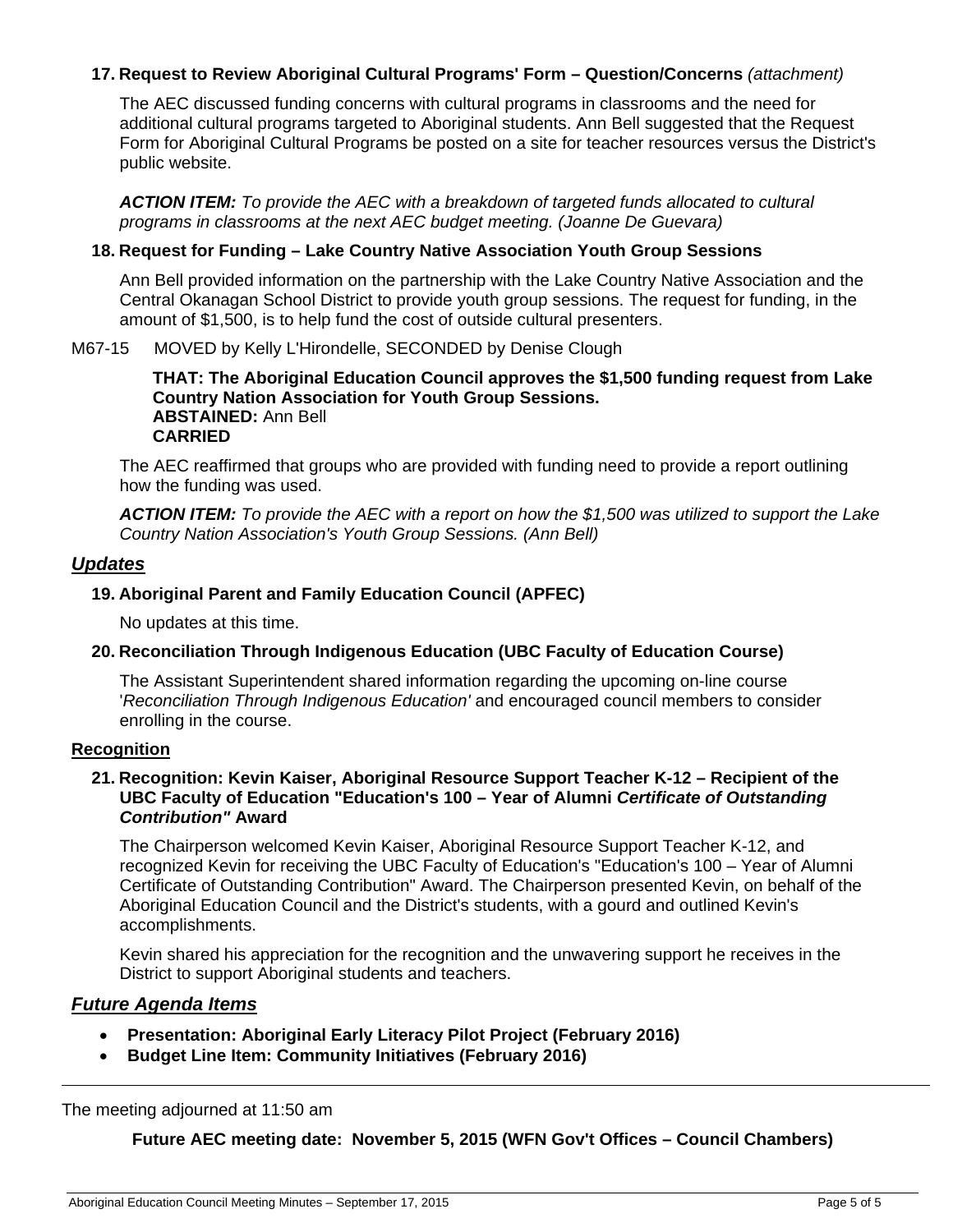### 17. Request to Review Aboriginal Cultural Programs' Form – Question/Concerns *(attachment)*

The AEC discussed funding concerns with cultural programs in classrooms and the need for additional cultural programs targeted to Aboriginal students. Ann Bell suggested that the Request Form for Aboriginal Cultural Programs be posted on a site for teacher resources versus the District's public website.

***ACTION ITEM:*** *To provide the AEC with a breakdown of targeted funds allocated to cultural programs in classrooms at the next AEC budget meeting. (Joanne De Guevara)*

### 18. Request for Funding – Lake Country Native Association Youth Group Sessions

Ann Bell provided information on the partnership with the Lake Country Native Association and the Central Okanagan School District to provide youth group sessions. The request for funding, in the amount of $1,500, is to help fund the cost of outside cultural presenters.

M67-15 MOVED by Kelly L'Hirondelle, SECONDED by Denise Clough

> **THAT: The Aboriginal Education Council approves the $1,500 funding request from Lake Country Nation Association for Youth Group Sessions.**
> **ABSTAINED:** Ann Bell
> **CARRIED**

The AEC reaffirmed that groups who are provided with funding need to provide a report outlining how the funding was used.

***ACTION ITEM:*** *To provide the AEC with a report on how the $1,500 was utilized to support the Lake Country Nation Association's Youth Group Sessions. (Ann Bell)*

## ***Updates***

### 19. Aboriginal Parent and Family Education Council (APFEC)

No updates at this time.

### 20. Reconciliation Through Indigenous Education (UBC Faculty of Education Course)

The Assistant Superintendent shared information regarding the upcoming on-line course '*Reconciliation Through Indigenous Education'* and encouraged council members to consider enrolling in the course.

## Recognition

### 21. Recognition: Kevin Kaiser, Aboriginal Resource Support Teacher K-12 – Recipient of the UBC Faculty of Education "Education's 100 – Year of Alumni *Certificate of Outstanding Contribution"* Award

The Chairperson welcomed Kevin Kaiser, Aboriginal Resource Support Teacher K-12, and recognized Kevin for receiving the UBC Faculty of Education's "Education's 100 – Year of Alumni Certificate of Outstanding Contribution" Award. The Chairperson presented Kevin, on behalf of the Aboriginal Education Council and the District's students, with a gourd and outlined Kevin's accomplishments.

Kevin shared his appreciation for the recognition and the unwavering support he receives in the District to support Aboriginal students and teachers.

## ***Future Agenda Items***

- **Presentation: Aboriginal Early Literacy Pilot Project (February 2016)**
- **Budget Line Item: Community Initiatives (February 2016)**

---

The meeting adjourned at 11:50 am

**Future AEC meeting date: November 5, 2015 (WFN Gov't Offices – Council Chambers)**